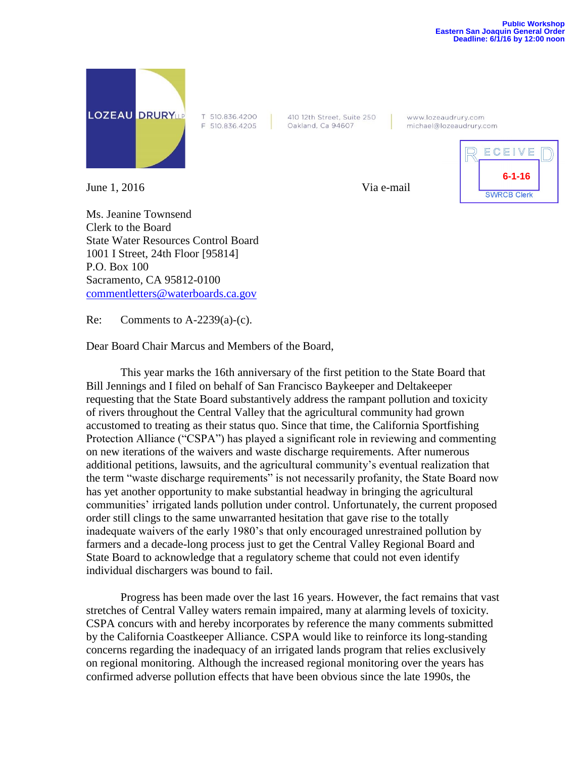**Public Workshop**
**Eastern San Joaquin General Order**
**Deadline: 6/1/16 by 12:00 noon**

LOZEAU DRURY LLP

T 510.836.4200
F 510.836.4205

410 12th Street, Suite 250
Oakland, Ca 94607

www.lozeaudrury.com
michael@lozeaudrury.com

RECEIVED
6-1-16
SWRCB Clerk

June 1, 2016 Via e-mail

Ms. Jeanine Townsend
Clerk to the Board
State Water Resources Control Board
1001 I Street, 24th Floor [95814]
P.O. Box 100
Sacramento, CA 95812-0100
commentletters@waterboards.ca.gov

Re: Comments to A-2239(a)-(c).

Dear Board Chair Marcus and Members of the Board,

This year marks the 16th anniversary of the first petition to the State Board that Bill Jennings and I filed on behalf of San Francisco Baykeeper and Deltakeeper requesting that the State Board substantively address the rampant pollution and toxicity of rivers throughout the Central Valley that the agricultural community had grown accustomed to treating as their status quo. Since that time, the California Sportfishing Protection Alliance ("CSPA") has played a significant role in reviewing and commenting on new iterations of the waivers and waste discharge requirements. After numerous additional petitions, lawsuits, and the agricultural community's eventual realization that the term "waste discharge requirements" is not necessarily profanity, the State Board now has yet another opportunity to make substantial headway in bringing the agricultural communities' irrigated lands pollution under control. Unfortunately, the current proposed order still clings to the same unwarranted hesitation that gave rise to the totally inadequate waivers of the early 1980's that only encouraged unrestrained pollution by farmers and a decade-long process just to get the Central Valley Regional Board and State Board to acknowledge that a regulatory scheme that could not even identify individual dischargers was bound to fail.

Progress has been made over the last 16 years. However, the fact remains that vast stretches of Central Valley waters remain impaired, many at alarming levels of toxicity. CSPA concurs with and hereby incorporates by reference the many comments submitted by the California Coastkeeper Alliance. CSPA would like to reinforce its long-standing concerns regarding the inadequacy of an irrigated lands program that relies exclusively on regional monitoring. Although the increased regional monitoring over the years has confirmed adverse pollution effects that have been obvious since the late 1990s, the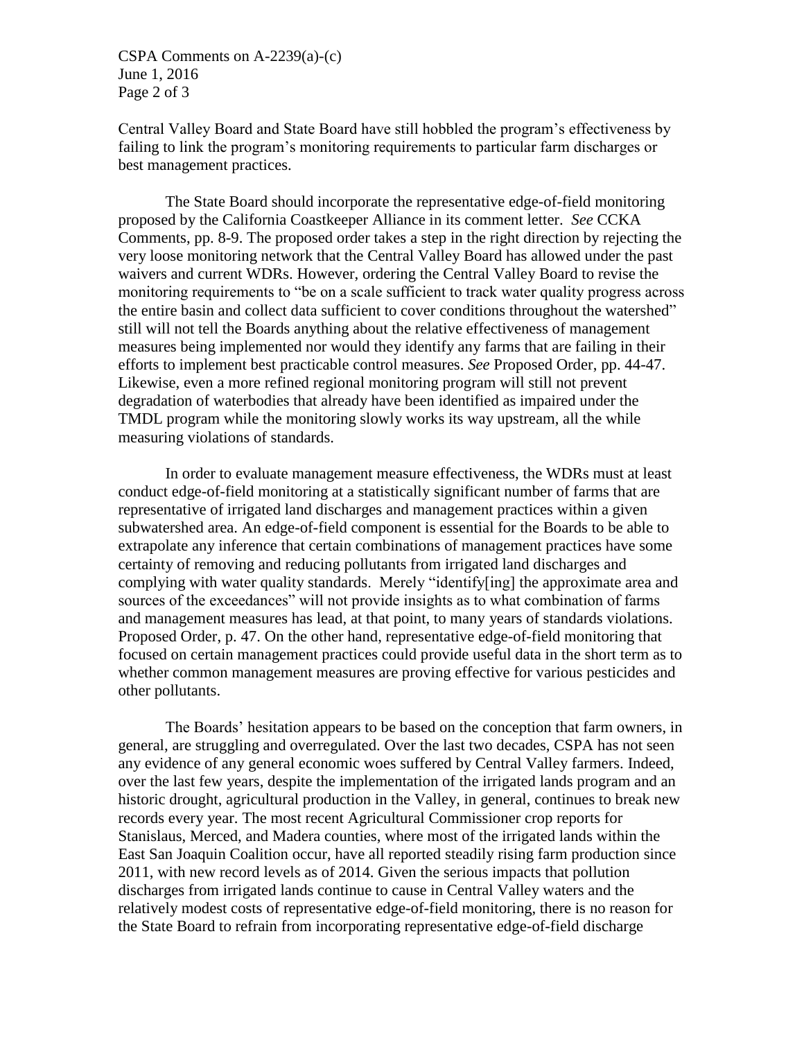Central Valley Board and State Board have still hobbled the program's effectiveness by failing to link the program's monitoring requirements to particular farm discharges or best management practices.

The State Board should incorporate the representative edge-of-field monitoring proposed by the California Coastkeeper Alliance in its comment letter. *See* CCKA Comments, pp. 8-9. The proposed order takes a step in the right direction by rejecting the very loose monitoring network that the Central Valley Board has allowed under the past waivers and current WDRs. However, ordering the Central Valley Board to revise the monitoring requirements to "be on a scale sufficient to track water quality progress across the entire basin and collect data sufficient to cover conditions throughout the watershed" still will not tell the Boards anything about the relative effectiveness of management measures being implemented nor would they identify any farms that are failing in their efforts to implement best practicable control measures. *See* Proposed Order, pp. 44-47. Likewise, even a more refined regional monitoring program will still not prevent degradation of waterbodies that already have been identified as impaired under the TMDL program while the monitoring slowly works its way upstream, all the while measuring violations of standards.

In order to evaluate management measure effectiveness, the WDRs must at least conduct edge-of-field monitoring at a statistically significant number of farms that are representative of irrigated land discharges and management practices within a given subwatershed area. An edge-of-field component is essential for the Boards to be able to extrapolate any inference that certain combinations of management practices have some certainty of removing and reducing pollutants from irrigated land discharges and complying with water quality standards. Merely "identify[ing] the approximate area and sources of the exceedances" will not provide insights as to what combination of farms and management measures has lead, at that point, to many years of standards violations. Proposed Order, p. 47. On the other hand, representative edge-of-field monitoring that focused on certain management practices could provide useful data in the short term as to whether common management measures are proving effective for various pesticides and other pollutants.

The Boards' hesitation appears to be based on the conception that farm owners, in general, are struggling and overregulated. Over the last two decades, CSPA has not seen any evidence of any general economic woes suffered by Central Valley farmers. Indeed, over the last few years, despite the implementation of the irrigated lands program and an historic drought, agricultural production in the Valley, in general, continues to break new records every year. The most recent Agricultural Commissioner crop reports for Stanislaus, Merced, and Madera counties, where most of the irrigated lands within the East San Joaquin Coalition occur, have all reported steadily rising farm production since 2011, with new record levels as of 2014. Given the serious impacts that pollution discharges from irrigated lands continue to cause in Central Valley waters and the relatively modest costs of representative edge-of-field monitoring, there is no reason for the State Board to refrain from incorporating representative edge-of-field discharge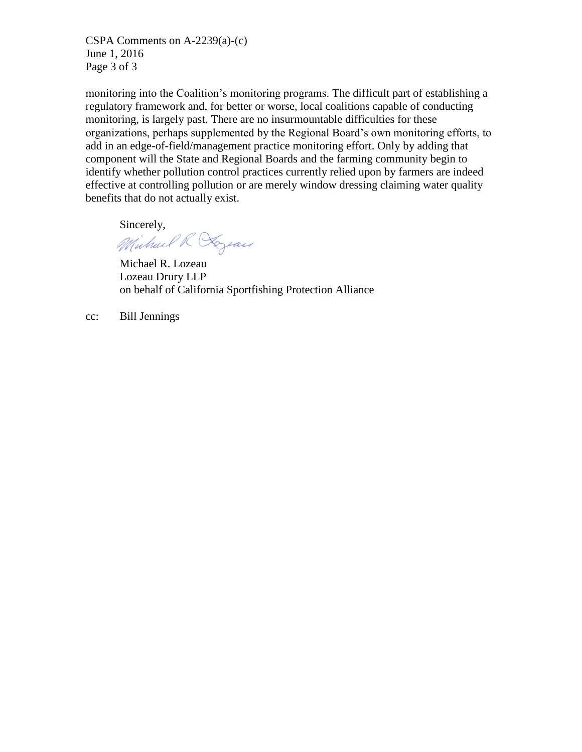monitoring into the Coalition's monitoring programs. The difficult part of establishing a regulatory framework and, for better or worse, local coalitions capable of conducting monitoring, is largely past. There are no insurmountable difficulties for these organizations, perhaps supplemented by the Regional Board's own monitoring efforts, to add in an edge-of-field/management practice monitoring effort. Only by adding that component will the State and Regional Boards and the farming community begin to identify whether pollution control practices currently relied upon by farmers are indeed effective at controlling pollution or are merely window dressing claiming water quality benefits that do not actually exist.

Sincerely,

Michael R. Lozeau
Lozeau Drury LLP
on behalf of California Sportfishing Protection Alliance

cc: Bill Jennings